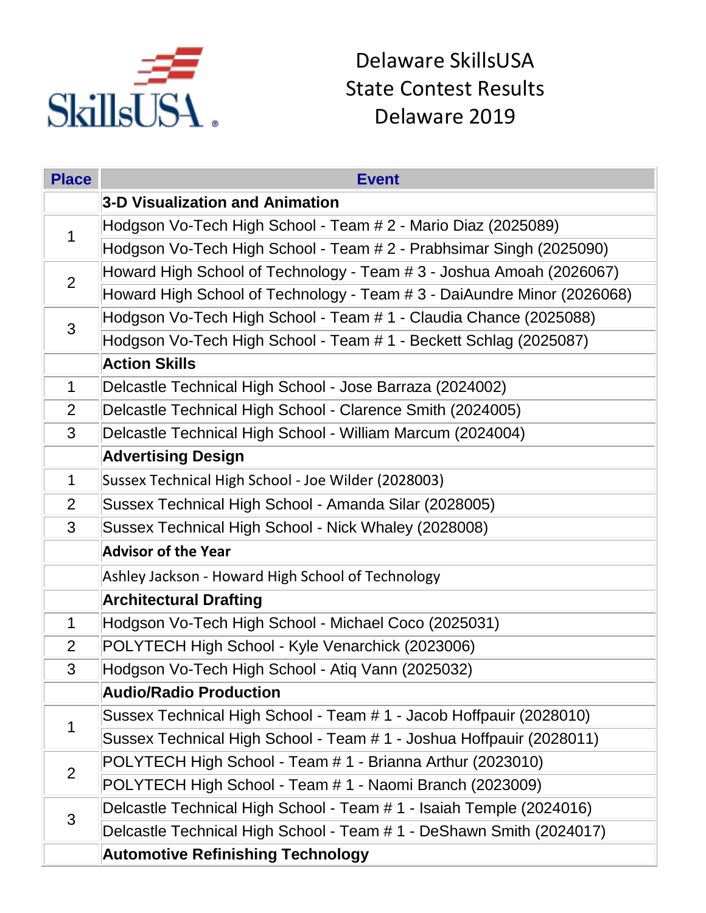# Delaware SkillsUSA State Contest Results Delaware 2019

| Place | Event |
|---|---|
| | **3-D Visualization and Animation** |
| 1 | Hodgson Vo-Tech High School - Team # 2 - Mario Diaz (2025089) |
| | Hodgson Vo-Tech High School - Team # 2 - Prabhsimar Singh (2025090) |
| 2 | Howard High School of Technology - Team # 3 - Joshua Amoah (2026067) |
| | Howard High School of Technology - Team # 3 - DaiAundre Minor (2026068) |
| 3 | Hodgson Vo-Tech High School - Team # 1 - Claudia Chance (2025088) |
| | Hodgson Vo-Tech High School - Team # 1 - Beckett Schlag (2025087) |
| | **Action Skills** |
| 1 | Delcastle Technical High School - Jose Barraza (2024002) |
| 2 | Delcastle Technical High School - Clarence Smith (2024005) |
| 3 | Delcastle Technical High School - William Marcum (2024004) |
| | **Advertising Design** |
| 1 | Sussex Technical High School - Joe Wilder (2028003) |
| 2 | Sussex Technical High School - Amanda Silar (2028005) |
| 3 | Sussex Technical High School - Nick Whaley (2028008) |
| | **Advisor of the Year** |
| | Ashley Jackson - Howard High School of Technology |
| | **Architectural Drafting** |
| 1 | Hodgson Vo-Tech High School - Michael Coco (2025031) |
| 2 | POLYTECH High School - Kyle Venarchick (2023006) |
| 3 | Hodgson Vo-Tech High School - Atiq Vann (2025032) |
| | **Audio/Radio Production** |
| 1 | Sussex Technical High School - Team # 1 - Jacob Hoffpauir (2028010) |
| | Sussex Technical High School - Team # 1 - Joshua Hoffpauir (2028011) |
| 2 | POLYTECH High School - Team # 1 - Brianna Arthur (2023010) |
| | POLYTECH High School - Team # 1 - Naomi Branch (2023009) |
| 3 | Delcastle Technical High School - Team # 1 - Isaiah Temple (2024016) |
| | Delcastle Technical High School - Team # 1 - DeShawn Smith (2024017) |
| | **Automotive Refinishing Technology** |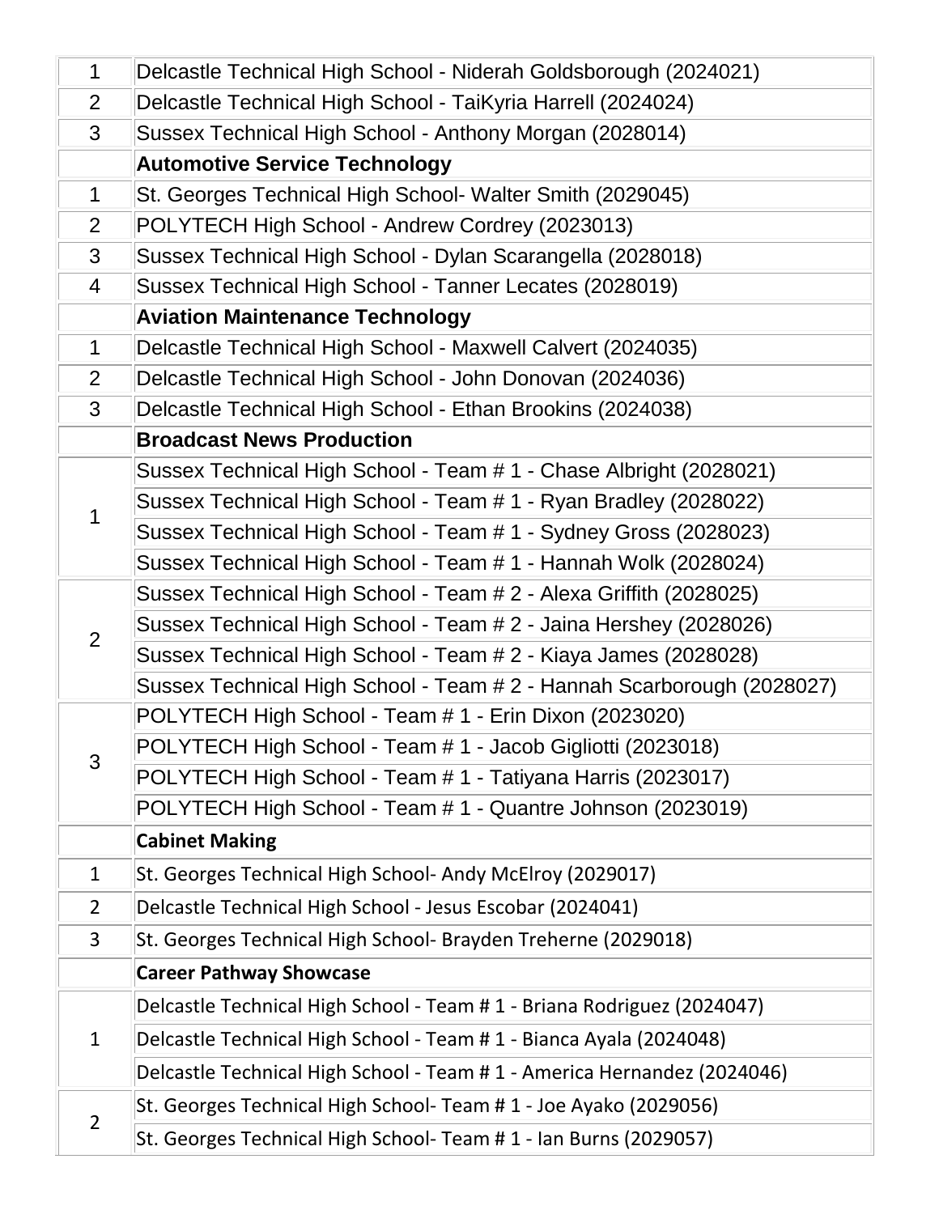| | |
|---|---|
| 1 | Delcastle Technical High School - Niderah Goldsborough (2024021) |
| 2 | Delcastle Technical High School - TaiKyria Harrell (2024024) |
| 3 | Sussex Technical High School - Anthony Morgan (2028014) |
| | **Automotive Service Technology** |
| 1 | St. Georges Technical High School- Walter Smith (2029045) |
| 2 | POLYTECH High School - Andrew Cordrey (2023013) |
| 3 | Sussex Technical High School - Dylan Scarangella (2028018) |
| 4 | Sussex Technical High School - Tanner Lecates (2028019) |
| | **Aviation Maintenance Technology** |
| 1 | Delcastle Technical High School - Maxwell Calvert (2024035) |
| 2 | Delcastle Technical High School - John Donovan (2024036) |
| 3 | Delcastle Technical High School - Ethan Brookins (2024038) |
| | **Broadcast News Production** |
| 1 | Sussex Technical High School - Team # 1 - Chase Albright (2028021) |
| | Sussex Technical High School - Team # 1 - Ryan Bradley (2028022) |
| | Sussex Technical High School - Team # 1 - Sydney Gross (2028023) |
| | Sussex Technical High School - Team # 1 - Hannah Wolk (2028024) |
| 2 | Sussex Technical High School - Team # 2 - Alexa Griffith (2028025) |
| | Sussex Technical High School - Team # 2 - Jaina Hershey (2028026) |
| | Sussex Technical High School - Team # 2 - Kiaya James (2028028) |
| | Sussex Technical High School - Team # 2 - Hannah Scarborough (2028027) |
| 3 | POLYTECH High School - Team # 1 - Erin Dixon (2023020) |
| | POLYTECH High School - Team # 1 - Jacob Gigliotti (2023018) |
| | POLYTECH High School - Team # 1 - Tatiyana Harris (2023017) |
| | POLYTECH High School - Team # 1 - Quantre Johnson (2023019) |
| | **Cabinet Making** |
| 1 | St. Georges Technical High School- Andy McElroy (2029017) |
| 2 | Delcastle Technical High School - Jesus Escobar (2024041) |
| 3 | St. Georges Technical High School- Brayden Treherne (2029018) |
| | **Career Pathway Showcase** |
| 1 | Delcastle Technical High School - Team # 1 - Briana Rodriguez (2024047) |
| | Delcastle Technical High School - Team # 1 - Bianca Ayala (2024048) |
| | Delcastle Technical High School - Team # 1 - America Hernandez (2024046) |
| 2 | St. Georges Technical High School- Team # 1 - Joe Ayako (2029056) |
| | St. Georges Technical High School- Team # 1 - Ian Burns (2029057) |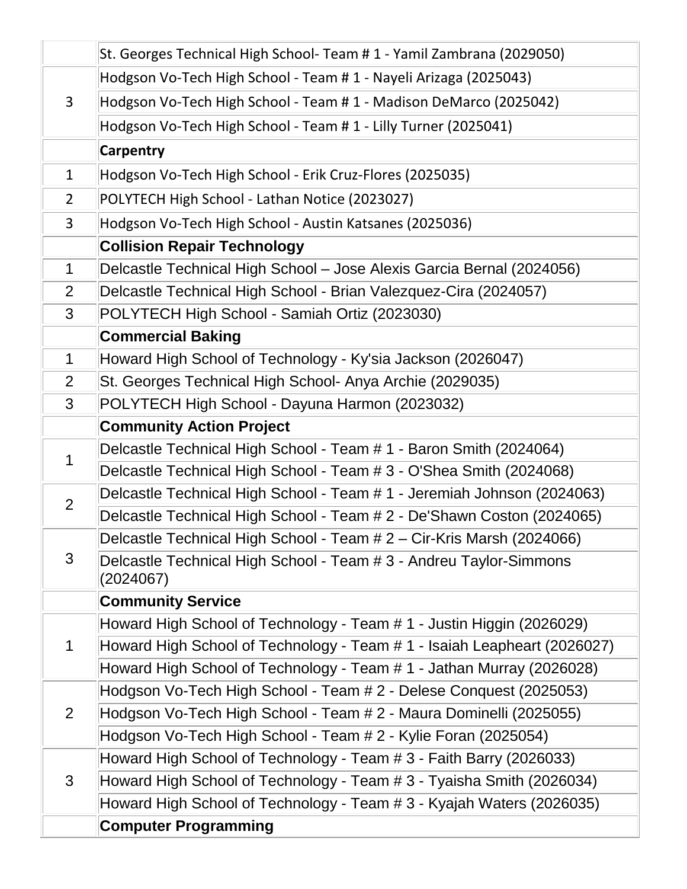| | |
|---|---|
| | St. Georges Technical High School- Team # 1 - Yamil Zambrana (2029050) |
| 3 | Hodgson Vo-Tech High School - Team # 1 - Nayeli Arizaga (2025043) |
| | Hodgson Vo-Tech High School - Team # 1 - Madison DeMarco (2025042) |
| | Hodgson Vo-Tech High School - Team # 1 - Lilly Turner (2025041) |
| | **Carpentry** |
| 1 | Hodgson Vo-Tech High School - Erik Cruz-Flores (2025035) |
| 2 | POLYTECH High School - Lathan Notice (2023027) |
| 3 | Hodgson Vo-Tech High School - Austin Katsanes (2025036) |
| | **Collision Repair Technology** |
| 1 | Delcastle Technical High School – Jose Alexis Garcia Bernal (2024056) |
| 2 | Delcastle Technical High School - Brian Valezquez-Cira (2024057) |
| 3 | POLYTECH High School - Samiah Ortiz (2023030) |
| | **Commercial Baking** |
| 1 | Howard High School of Technology - Ky'sia Jackson (2026047) |
| 2 | St. Georges Technical High School- Anya Archie (2029035) |
| 3 | POLYTECH High School - Dayuna Harmon (2023032) |
| | **Community Action Project** |
| 1 | Delcastle Technical High School - Team # 1 - Baron Smith (2024064) |
| | Delcastle Technical High School - Team # 3 - O'Shea Smith (2024068) |
| 2 | Delcastle Technical High School - Team # 1 - Jeremiah Johnson (2024063) |
| | Delcastle Technical High School - Team # 2 - De'Shawn Coston (2024065) |
| 3 | Delcastle Technical High School - Team # 2 – Cir-Kris Marsh (2024066) |
| | Delcastle Technical High School - Team # 3 - Andreu Taylor-Simmons (2024067) |
| | **Community Service** |
| 1 | Howard High School of Technology - Team # 1 - Justin Higgin (2026029) |
| | Howard High School of Technology - Team # 1 - Isaiah Leapheart (2026027) |
| | Howard High School of Technology - Team # 1 - Jathan Murray (2026028) |
| 2 | Hodgson Vo-Tech High School - Team # 2 - Delese Conquest (2025053) |
| | Hodgson Vo-Tech High School - Team # 2 - Maura Dominelli (2025055) |
| | Hodgson Vo-Tech High School - Team # 2 - Kylie Foran (2025054) |
| 3 | Howard High School of Technology - Team # 3 - Faith Barry (2026033) |
| | Howard High School of Technology - Team # 3 - Tyaisha Smith (2026034) |
| | Howard High School of Technology - Team # 3 - Kyajah Waters (2026035) |
| | **Computer Programming** |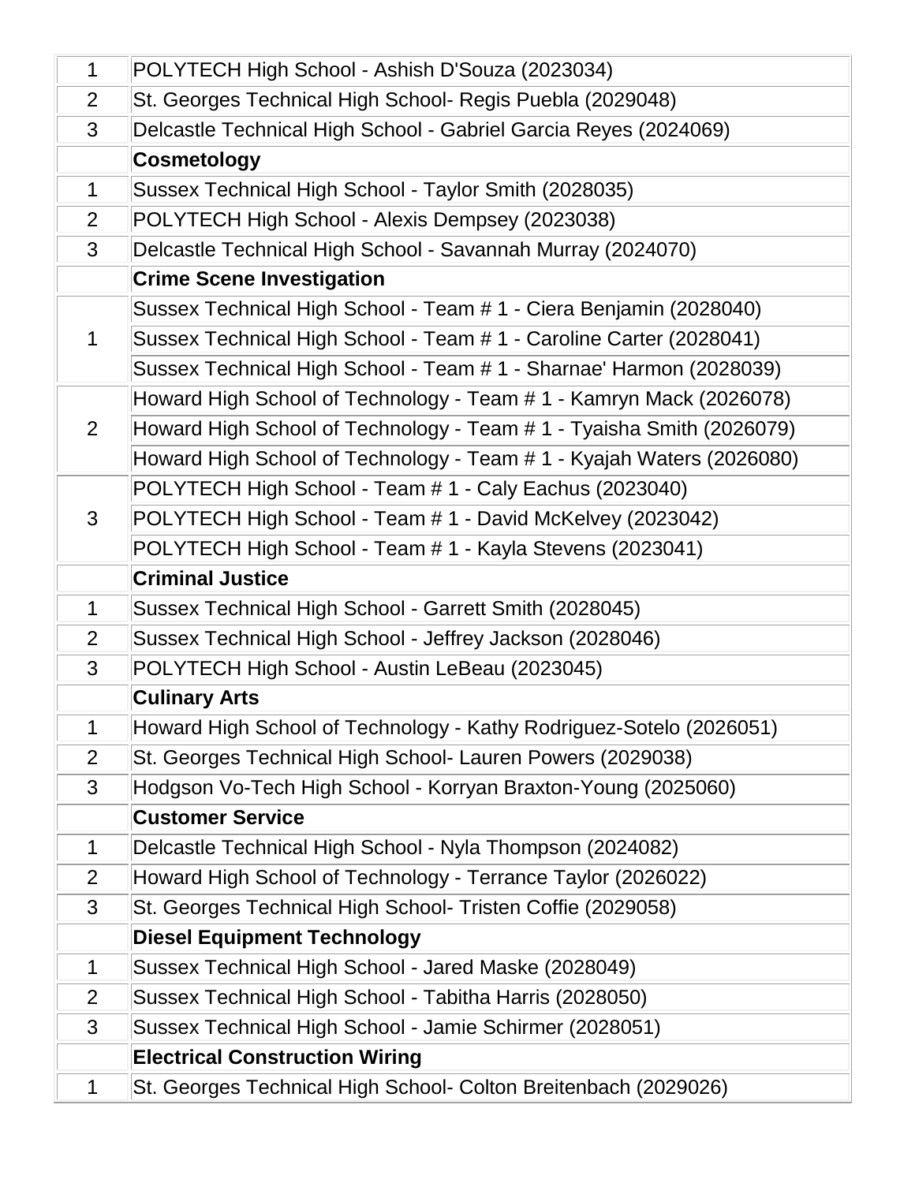| | |
|---|---|
| 1 | POLYTECH High School - Ashish D'Souza (2023034) |
| 2 | St. Georges Technical High School- Regis Puebla (2029048) |
| 3 | Delcastle Technical High School - Gabriel Garcia Reyes (2024069) |
| | **Cosmetology** |
| 1 | Sussex Technical High School - Taylor Smith (2028035) |
| 2 | POLYTECH High School - Alexis Dempsey (2023038) |
| 3 | Delcastle Technical High School - Savannah Murray (2024070) |
| | **Crime Scene Investigation** |
| 1 | Sussex Technical High School - Team # 1 - Ciera Benjamin (2028040) |
| | Sussex Technical High School - Team # 1 - Caroline Carter (2028041) |
| | Sussex Technical High School - Team # 1 - Sharnae' Harmon (2028039) |
| 2 | Howard High School of Technology - Team # 1 - Kamryn Mack (2026078) |
| | Howard High School of Technology - Team # 1 - Tyaisha Smith (2026079) |
| | Howard High School of Technology - Team # 1 - Kyajah Waters (2026080) |
| 3 | POLYTECH High School - Team # 1 - Caly Eachus (2023040) |
| | POLYTECH High School - Team # 1 - David McKelvey (2023042) |
| | POLYTECH High School - Team # 1 - Kayla Stevens (2023041) |
| | **Criminal Justice** |
| 1 | Sussex Technical High School - Garrett Smith (2028045) |
| 2 | Sussex Technical High School - Jeffrey Jackson (2028046) |
| 3 | POLYTECH High School - Austin LeBeau (2023045) |
| | **Culinary Arts** |
| 1 | Howard High School of Technology - Kathy Rodriguez-Sotelo (2026051) |
| 2 | St. Georges Technical High School- Lauren Powers (2029038) |
| 3 | Hodgson Vo-Tech High School - Korryan Braxton-Young (2025060) |
| | **Customer Service** |
| 1 | Delcastle Technical High School - Nyla Thompson (2024082) |
| 2 | Howard High School of Technology - Terrance Taylor (2026022) |
| 3 | St. Georges Technical High School- Tristen Coffie (2029058) |
| | **Diesel Equipment Technology** |
| 1 | Sussex Technical High School - Jared Maske (2028049) |
| 2 | Sussex Technical High School - Tabitha Harris (2028050) |
| 3 | Sussex Technical High School - Jamie Schirmer (2028051) |
| | **Electrical Construction Wiring** |
| 1 | St. Georges Technical High School- Colton Breitenbach (2029026) |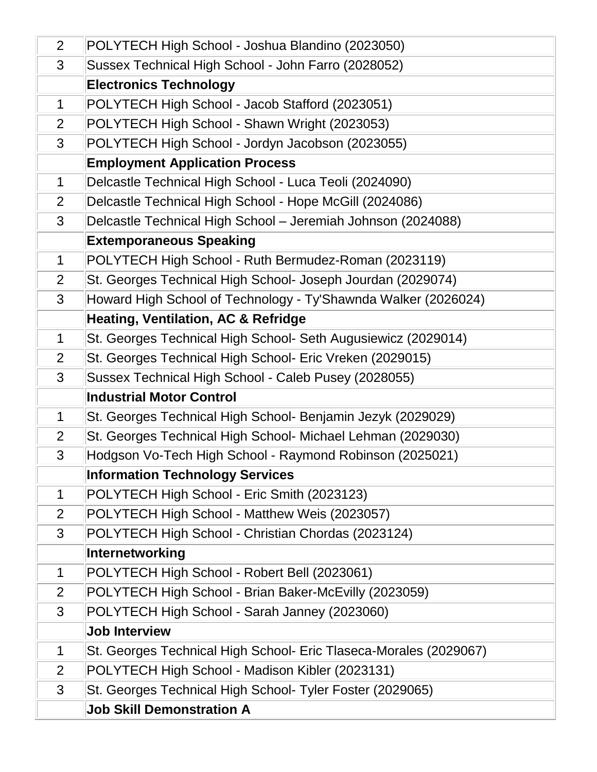| | |
|---|---|
| 2 | POLYTECH High School - Joshua Blandino (2023050) |
| 3 | Sussex Technical High School - John Farro (2028052) |
| | **Electronics Technology** |
| 1 | POLYTECH High School - Jacob Stafford (2023051) |
| 2 | POLYTECH High School - Shawn Wright (2023053) |
| 3 | POLYTECH High School - Jordyn Jacobson (2023055) |
| | **Employment Application Process** |
| 1 | Delcastle Technical High School - Luca Teoli (2024090) |
| 2 | Delcastle Technical High School - Hope McGill (2024086) |
| 3 | Delcastle Technical High School – Jeremiah Johnson (2024088) |
| | **Extemporaneous Speaking** |
| 1 | POLYTECH High School - Ruth Bermudez-Roman (2023119) |
| 2 | St. Georges Technical High School- Joseph Jourdan (2029074) |
| 3 | Howard High School of Technology - Ty'Shawnda Walker (2026024) |
| | **Heating, Ventilation, AC & Refridge** |
| 1 | St. Georges Technical High School- Seth Augusiewicz (2029014) |
| 2 | St. Georges Technical High School- Eric Vreken (2029015) |
| 3 | Sussex Technical High School - Caleb Pusey (2028055) |
| | **Industrial Motor Control** |
| 1 | St. Georges Technical High School- Benjamin Jezyk (2029029) |
| 2 | St. Georges Technical High School- Michael Lehman (2029030) |
| 3 | Hodgson Vo-Tech High School - Raymond Robinson (2025021) |
| | **Information Technology Services** |
| 1 | POLYTECH High School - Eric Smith (2023123) |
| 2 | POLYTECH High School - Matthew Weis (2023057) |
| 3 | POLYTECH High School - Christian Chordas (2023124) |
| | **Internetworking** |
| 1 | POLYTECH High School - Robert Bell (2023061) |
| 2 | POLYTECH High School - Brian Baker-McEvilly (2023059) |
| 3 | POLYTECH High School - Sarah Janney (2023060) |
| | **Job Interview** |
| 1 | St. Georges Technical High School- Eric Tlaseca-Morales (2029067) |
| 2 | POLYTECH High School - Madison Kibler (2023131) |
| 3 | St. Georges Technical High School- Tyler Foster (2029065) |
| | **Job Skill Demonstration A** |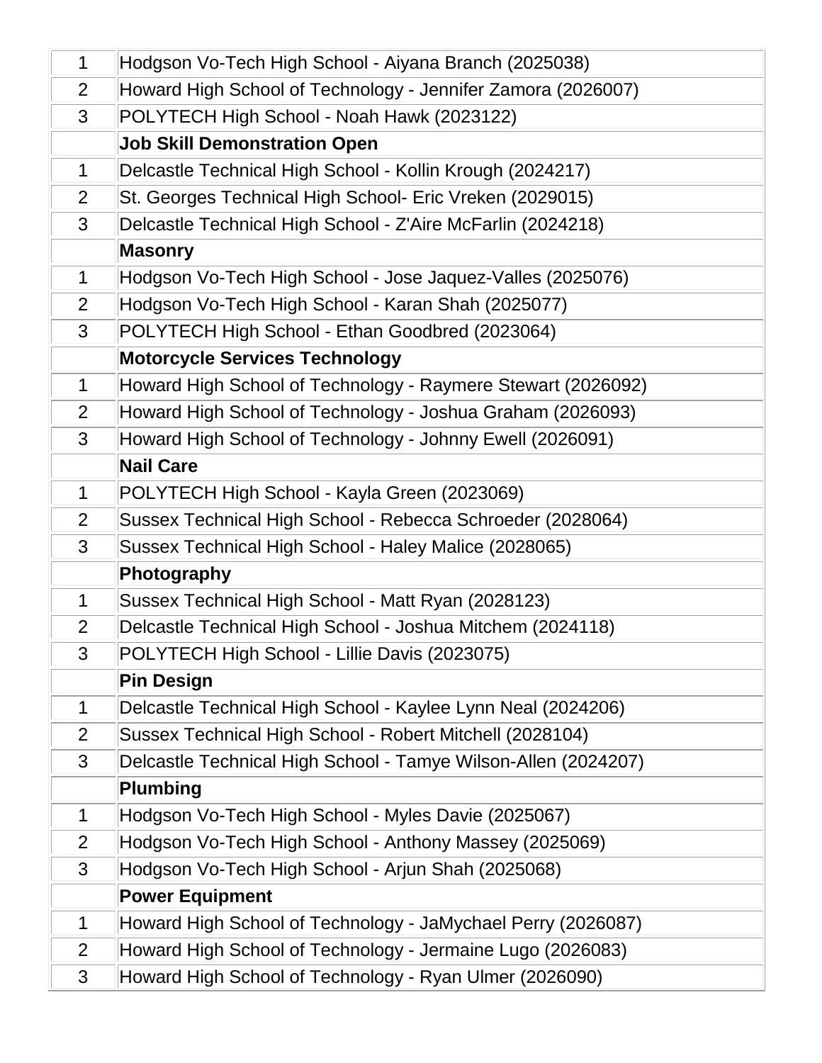| | |
|---|---|
| 1 | Hodgson Vo-Tech High School - Aiyana Branch (2025038) |
| 2 | Howard High School of Technology - Jennifer Zamora (2026007) |
| 3 | POLYTECH High School - Noah Hawk (2023122) |
| | **Job Skill Demonstration Open** |
| 1 | Delcastle Technical High School - Kollin Krough (2024217) |
| 2 | St. Georges Technical High School- Eric Vreken (2029015) |
| 3 | Delcastle Technical High School - Z'Aire McFarlin (2024218) |
| | **Masonry** |
| 1 | Hodgson Vo-Tech High School - Jose Jaquez-Valles (2025076) |
| 2 | Hodgson Vo-Tech High School - Karan Shah (2025077) |
| 3 | POLYTECH High School - Ethan Goodbred (2023064) |
| | **Motorcycle Services Technology** |
| 1 | Howard High School of Technology - Raymere Stewart (2026092) |
| 2 | Howard High School of Technology - Joshua Graham (2026093) |
| 3 | Howard High School of Technology - Johnny Ewell (2026091) |
| | **Nail Care** |
| 1 | POLYTECH High School - Kayla Green (2023069) |
| 2 | Sussex Technical High School - Rebecca Schroeder (2028064) |
| 3 | Sussex Technical High School - Haley Malice (2028065) |
| | **Photography** |
| 1 | Sussex Technical High School - Matt Ryan (2028123) |
| 2 | Delcastle Technical High School - Joshua Mitchem (2024118) |
| 3 | POLYTECH High School - Lillie Davis (2023075) |
| | **Pin Design** |
| 1 | Delcastle Technical High School - Kaylee Lynn Neal (2024206) |
| 2 | Sussex Technical High School - Robert Mitchell (2028104) |
| 3 | Delcastle Technical High School - Tamye Wilson-Allen (2024207) |
| | **Plumbing** |
| 1 | Hodgson Vo-Tech High School - Myles Davie (2025067) |
| 2 | Hodgson Vo-Tech High School - Anthony Massey (2025069) |
| 3 | Hodgson Vo-Tech High School - Arjun Shah (2025068) |
| | **Power Equipment** |
| 1 | Howard High School of Technology - JaMychael Perry (2026087) |
| 2 | Howard High School of Technology - Jermaine Lugo (2026083) |
| 3 | Howard High School of Technology - Ryan Ulmer (2026090) |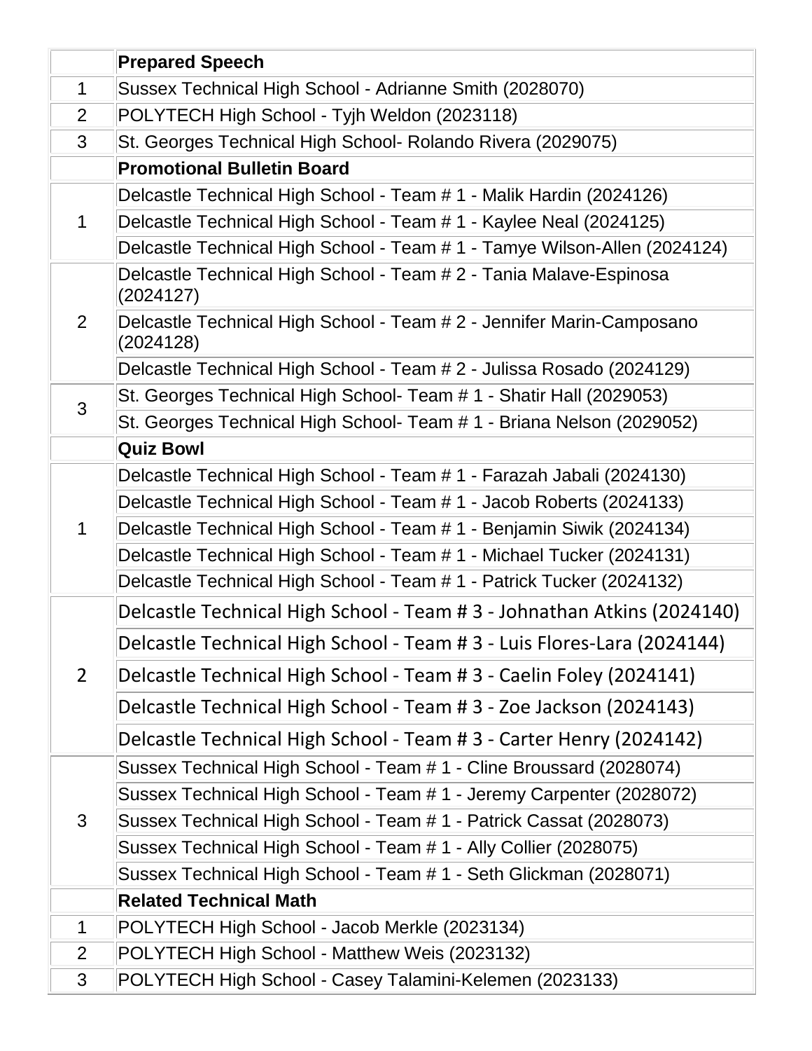| | Prepared Speech |
|---|---|
| 1 | Sussex Technical High School - Adrianne Smith (2028070) |
| 2 | POLYTECH High School - Tyjh Weldon (2023118) |
| 3 | St. Georges Technical High School- Rolando Rivera (2029075) |
| | **Promotional Bulletin Board** |
| 1 | Delcastle Technical High School - Team # 1 - Malik Hardin (2024126) |
| | Delcastle Technical High School - Team # 1 - Kaylee Neal (2024125) |
| | Delcastle Technical High School - Team # 1 - Tamye Wilson-Allen (2024124) |
| 2 | Delcastle Technical High School - Team # 2 - Tania Malave-Espinosa (2024127) |
| | Delcastle Technical High School - Team # 2 - Jennifer Marin-Camposano (2024128) |
| | Delcastle Technical High School - Team # 2 - Julissa Rosado (2024129) |
| 3 | St. Georges Technical High School- Team # 1 - Shatir Hall (2029053) |
| | St. Georges Technical High School- Team # 1 - Briana Nelson (2029052) |
| | **Quiz Bowl** |
| 1 | Delcastle Technical High School - Team # 1 - Farazah Jabali (2024130) |
| | Delcastle Technical High School - Team # 1 - Jacob Roberts (2024133) |
| | Delcastle Technical High School - Team # 1 - Benjamin Siwik (2024134) |
| | Delcastle Technical High School - Team # 1 - Michael Tucker (2024131) |
| | Delcastle Technical High School - Team # 1 - Patrick Tucker (2024132) |
| 2 | Delcastle Technical High School - Team # 3 - Johnathan Atkins (2024140) |
| | Delcastle Technical High School - Team # 3 - Luis Flores-Lara (2024144) |
| | Delcastle Technical High School - Team # 3 - Caelin Foley (2024141) |
| | Delcastle Technical High School - Team # 3 - Zoe Jackson (2024143) |
| | Delcastle Technical High School - Team # 3 - Carter Henry (2024142) |
| 3 | Sussex Technical High School - Team # 1 - Cline Broussard (2028074) |
| | Sussex Technical High School - Team # 1 - Jeremy Carpenter (2028072) |
| | Sussex Technical High School - Team # 1 - Patrick Cassat (2028073) |
| | Sussex Technical High School - Team # 1 - Ally Collier (2028075) |
| | Sussex Technical High School - Team # 1 - Seth Glickman (2028071) |
| | **Related Technical Math** |
| 1 | POLYTECH High School - Jacob Merkle (2023134) |
| 2 | POLYTECH High School - Matthew Weis (2023132) |
| 3 | POLYTECH High School - Casey Talamini-Kelemen (2023133) |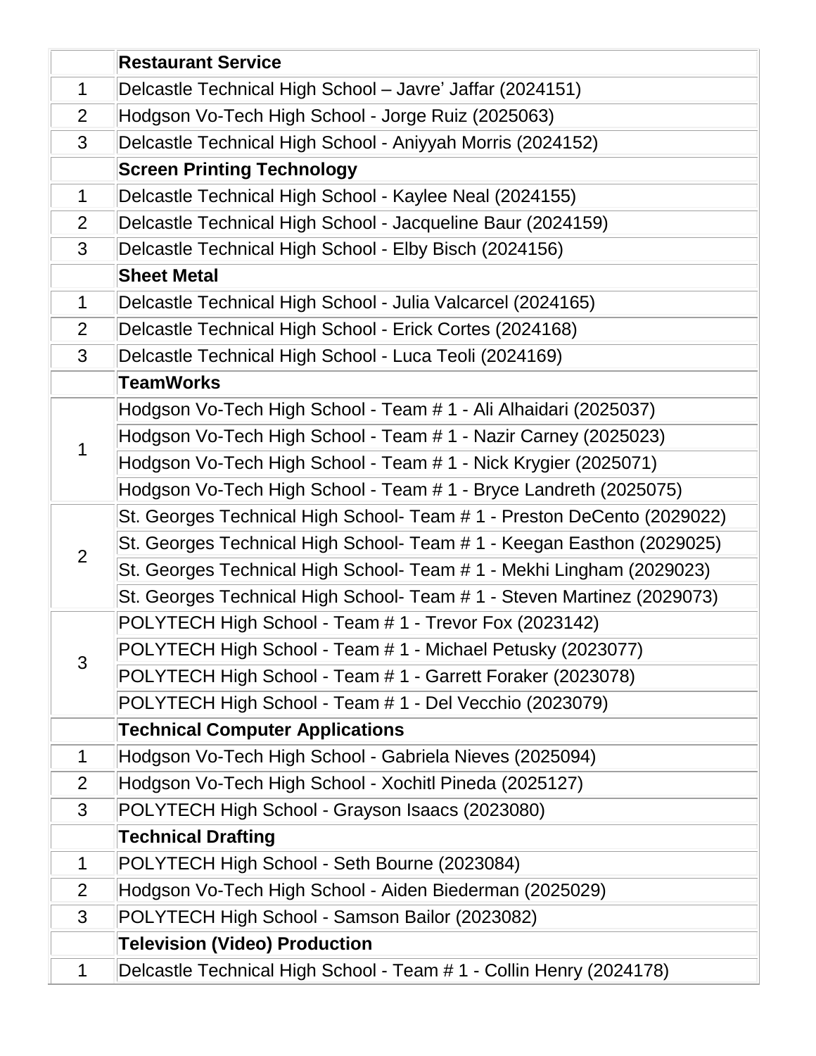| | Restaurant Service |
|---|---|
| 1 | Delcastle Technical High School – Javre' Jaffar (2024151) |
| 2 | Hodgson Vo-Tech High School - Jorge Ruiz (2025063) |
| 3 | Delcastle Technical High School - Aniyyah Morris (2024152) |
| | **Screen Printing Technology** |
| 1 | Delcastle Technical High School - Kaylee Neal (2024155) |
| 2 | Delcastle Technical High School - Jacqueline Baur (2024159) |
| 3 | Delcastle Technical High School - Elby Bisch (2024156) |
| | **Sheet Metal** |
| 1 | Delcastle Technical High School - Julia Valcarcel (2024165) |
| 2 | Delcastle Technical High School - Erick Cortes (2024168) |
| 3 | Delcastle Technical High School - Luca Teoli (2024169) |
| | **TeamWorks** |
| 1 | Hodgson Vo-Tech High School - Team # 1 - Ali Alhaidari (2025037) |
| | Hodgson Vo-Tech High School - Team # 1 - Nazir Carney (2025023) |
| | Hodgson Vo-Tech High School - Team # 1 - Nick Krygier (2025071) |
| | Hodgson Vo-Tech High School - Team # 1 - Bryce Landreth (2025075) |
| 2 | St. Georges Technical High School- Team # 1 - Preston DeCento (2029022) |
| | St. Georges Technical High School- Team # 1 - Keegan Easthon (2029025) |
| | St. Georges Technical High School- Team # 1 - Mekhi Lingham (2029023) |
| | St. Georges Technical High School- Team # 1 - Steven Martinez (2029073) |
| 3 | POLYTECH High School - Team # 1 - Trevor Fox (2023142) |
| | POLYTECH High School - Team # 1 - Michael Petusky (2023077) |
| | POLYTECH High School - Team # 1 - Garrett Foraker (2023078) |
| | POLYTECH High School - Team # 1 - Del Vecchio (2023079) |
| | **Technical Computer Applications** |
| 1 | Hodgson Vo-Tech High School - Gabriela Nieves (2025094) |
| 2 | Hodgson Vo-Tech High School - Xochitl Pineda (2025127) |
| 3 | POLYTECH High School - Grayson Isaacs (2023080) |
| | **Technical Drafting** |
| 1 | POLYTECH High School - Seth Bourne (2023084) |
| 2 | Hodgson Vo-Tech High School - Aiden Biederman (2025029) |
| 3 | POLYTECH High School - Samson Bailor (2023082) |
| | **Television (Video) Production** |
| 1 | Delcastle Technical High School - Team # 1 - Collin Henry (2024178) |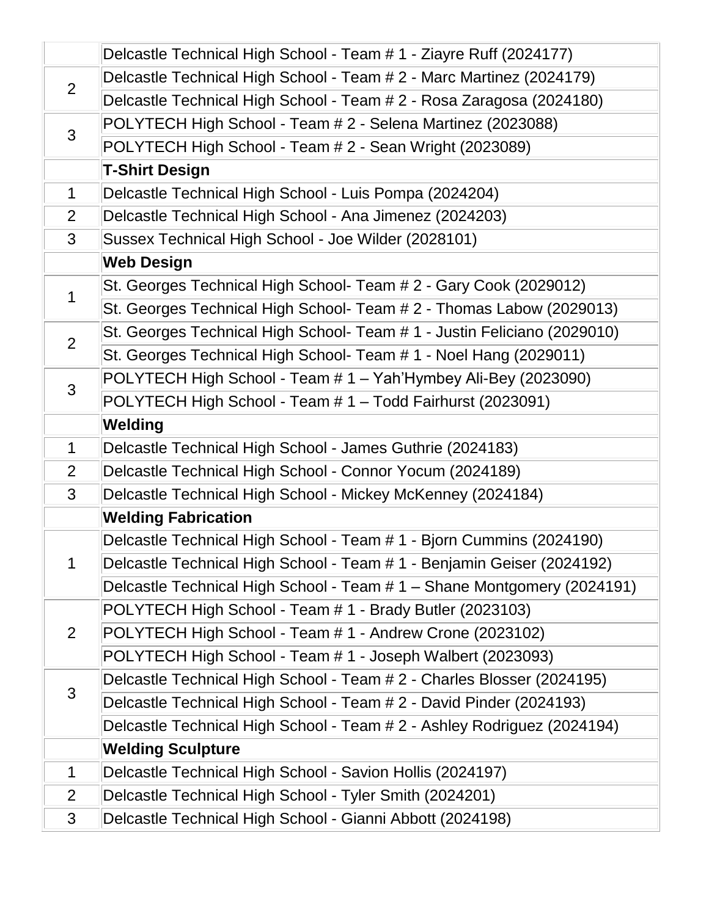| | |
|---|---|
| | Delcastle Technical High School - Team # 1 - Ziayre Ruff (2024177) |
| 2 | Delcastle Technical High School - Team # 2 - Marc Martinez (2024179) |
| | Delcastle Technical High School - Team # 2 - Rosa Zaragosa (2024180) |
| 3 | POLYTECH High School - Team # 2 - Selena Martinez (2023088) |
| | POLYTECH High School - Team # 2 - Sean Wright (2023089) |
| | **T-Shirt Design** |
| 1 | Delcastle Technical High School - Luis Pompa (2024204) |
| 2 | Delcastle Technical High School - Ana Jimenez (2024203) |
| 3 | Sussex Technical High School - Joe Wilder (2028101) |
| | **Web Design** |
| 1 | St. Georges Technical High School- Team # 2 - Gary Cook (2029012) |
| | St. Georges Technical High School- Team # 2 - Thomas Labow (2029013) |
| 2 | St. Georges Technical High School- Team # 1 - Justin Feliciano (2029010) |
| | St. Georges Technical High School- Team # 1 - Noel Hang (2029011) |
| 3 | POLYTECH High School - Team # 1 – Yah'Hymbey Ali-Bey (2023090) |
| | POLYTECH High School - Team # 1 – Todd Fairhurst (2023091) |
| | **Welding** |
| 1 | Delcastle Technical High School - James Guthrie (2024183) |
| 2 | Delcastle Technical High School - Connor Yocum (2024189) |
| 3 | Delcastle Technical High School - Mickey McKenney (2024184) |
| | **Welding Fabrication** |
| 1 | Delcastle Technical High School - Team # 1 - Bjorn Cummins (2024190) |
| | Delcastle Technical High School - Team # 1 - Benjamin Geiser (2024192) |
| | Delcastle Technical High School - Team # 1 – Shane Montgomery (2024191) |
| 2 | POLYTECH High School - Team # 1 - Brady Butler (2023103) |
| | POLYTECH High School - Team # 1 - Andrew Crone (2023102) |
| | POLYTECH High School - Team # 1 - Joseph Walbert (2023093) |
| 3 | Delcastle Technical High School - Team # 2 - Charles Blosser (2024195) |
| | Delcastle Technical High School - Team # 2 - David Pinder (2024193) |
| | Delcastle Technical High School - Team # 2 - Ashley Rodriguez (2024194) |
| | **Welding Sculpture** |
| 1 | Delcastle Technical High School - Savion Hollis (2024197) |
| 2 | Delcastle Technical High School - Tyler Smith (2024201) |
| 3 | Delcastle Technical High School - Gianni Abbott (2024198) |